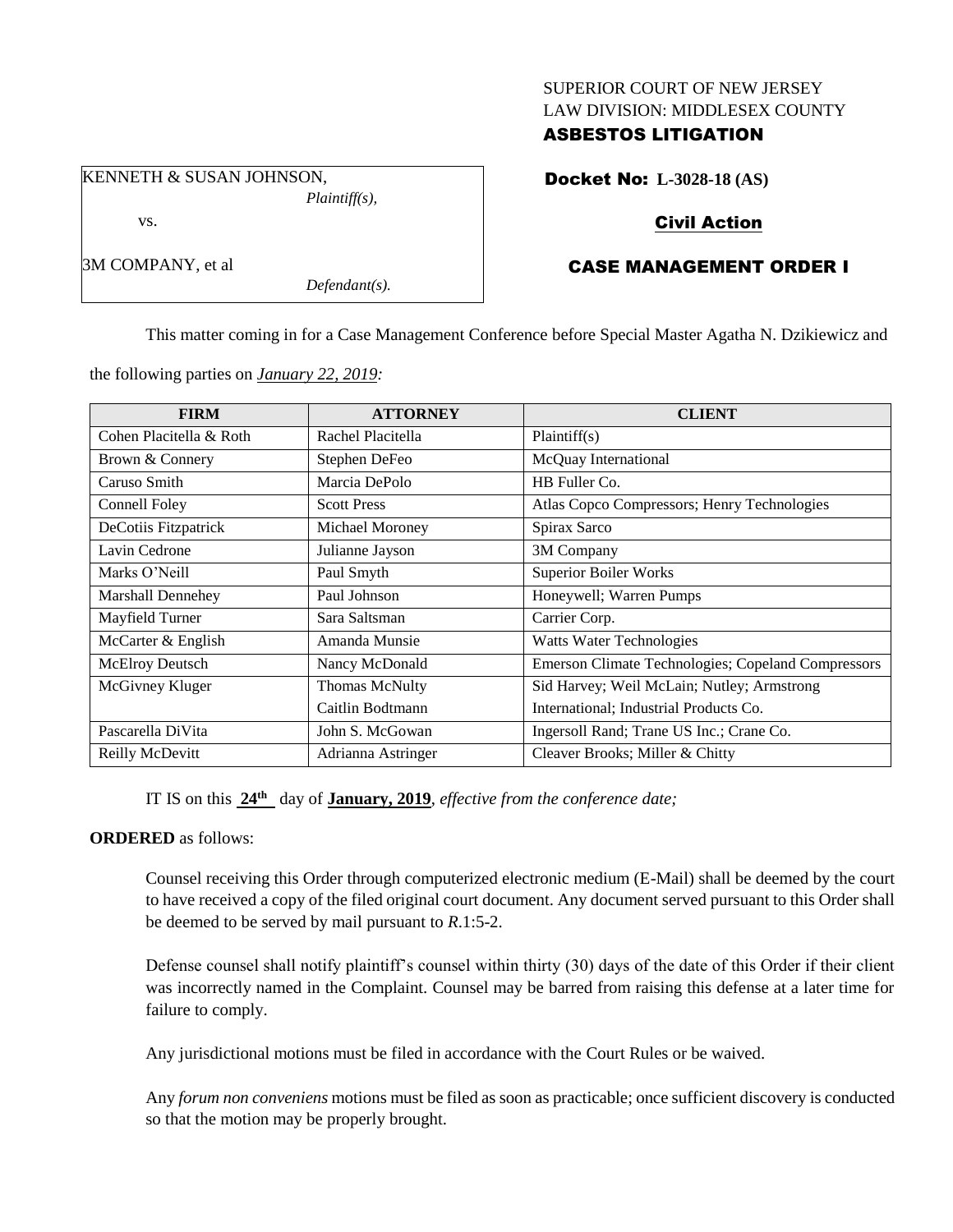SUPERIOR COURT OF NEW JERSEY
LAW DIVISION: MIDDLESEX COUNTY
**ASBESTOS LITIGATION**

KENNETH & SUSAN JOHNSON,
*Plaintiff(s),*

vs.

3M COMPANY, et al
*Defendant(s).*

**Docket No: L-3028-18 (AS)**

**Civil Action**

**CASE MANAGEMENT ORDER I**

This matter coming in for a Case Management Conference before Special Master Agatha N. Dzikiewicz and the following parties on *January 22, 2019:*

| FIRM | ATTORNEY | CLIENT |
|---|---|---|
| Cohen Placitella & Roth | Rachel Placitella | Plaintiff(s) |
| Brown & Connery | Stephen DeFeo | McQuay International |
| Caruso Smith | Marcia DePolo | HB Fuller Co. |
| Connell Foley | Scott Press | Atlas Copco Compressors; Henry Technologies |
| DeCotiis Fitzpatrick | Michael Moroney | Spirax Sarco |
| Lavin Cedrone | Julianne Jayson | 3M Company |
| Marks O'Neill | Paul Smyth | Superior Boiler Works |
| Marshall Dennehey | Paul Johnson | Honeywell; Warren Pumps |
| Mayfield Turner | Sara Saltsman | Carrier Corp. |
| McCarter & English | Amanda Munsie | Watts Water Technologies |
| McElroy Deutsch | Nancy McDonald | Emerson Climate Technologies; Copeland Compressors |
| McGivney Kluger | Thomas McNulty<br>Caitlin Bodtmann | Sid Harvey; Weil McLain; Nutley; Armstrong International; Industrial Products Co. |
| Pascarella DiVita | John S. McGowan | Ingersoll Rand; Trane US Inc.; Crane Co. |
| Reilly McDevitt | Adrianna Astringer | Cleaver Brooks; Miller & Chitty |

IT IS on this **24th** day of **January, 2019**, *effective from the conference date;*

**ORDERED** as follows:

Counsel receiving this Order through computerized electronic medium (E-Mail) shall be deemed by the court to have received a copy of the filed original court document. Any document served pursuant to this Order shall be deemed to be served by mail pursuant to *R*.1:5-2.

Defense counsel shall notify plaintiff's counsel within thirty (30) days of the date of this Order if their client was incorrectly named in the Complaint. Counsel may be barred from raising this defense at a later time for failure to comply.

Any jurisdictional motions must be filed in accordance with the Court Rules or be waived.

Any *forum non conveniens* motions must be filed as soon as practicable; once sufficient discovery is conducted so that the motion may be properly brought.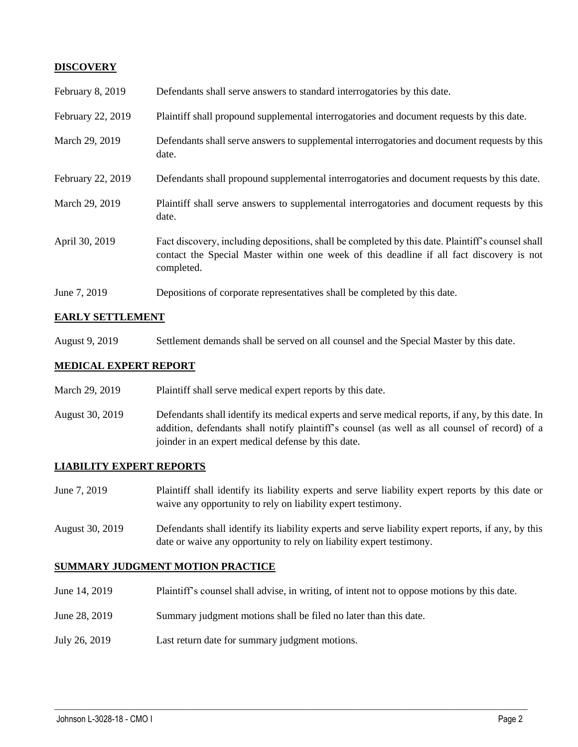## DISCOVERY

| | |
|---|---|
| February 8, 2019 | Defendants shall serve answers to standard interrogatories by this date. |
| February 22, 2019 | Plaintiff shall propound supplemental interrogatories and document requests by this date. |
| March 29, 2019 | Defendants shall serve answers to supplemental interrogatories and document requests by this date. |
| February 22, 2019 | Defendants shall propound supplemental interrogatories and document requests by this date. |
| March 29, 2019 | Plaintiff shall serve answers to supplemental interrogatories and document requests by this date. |
| April 30, 2019 | Fact discovery, including depositions, shall be completed by this date. Plaintiff's counsel shall contact the Special Master within one week of this deadline if all fact discovery is not completed. |
| June 7, 2019 | Depositions of corporate representatives shall be completed by this date. |

## EARLY SETTLEMENT

| | |
|---|---|
| August 9, 2019 | Settlement demands shall be served on all counsel and the Special Master by this date. |

## MEDICAL EXPERT REPORT

| | |
|---|---|
| March 29, 2019 | Plaintiff shall serve medical expert reports by this date. |
| August 30, 2019 | Defendants shall identify its medical experts and serve medical reports, if any, by this date. In addition, defendants shall notify plaintiff's counsel (as well as all counsel of record) of a joinder in an expert medical defense by this date. |

## LIABILITY EXPERT REPORTS

| | |
|---|---|
| June 7, 2019 | Plaintiff shall identify its liability experts and serve liability expert reports by this date or waive any opportunity to rely on liability expert testimony. |
| August 30, 2019 | Defendants shall identify its liability experts and serve liability expert reports, if any, by this date or waive any opportunity to rely on liability expert testimony. |

## SUMMARY JUDGMENT MOTION PRACTICE

| | |
|---|---|
| June 14, 2019 | Plaintiff's counsel shall advise, in writing, of intent not to oppose motions by this date. |
| June 28, 2019 | Summary judgment motions shall be filed no later than this date. |
| July 26, 2019 | Last return date for summary judgment motions. |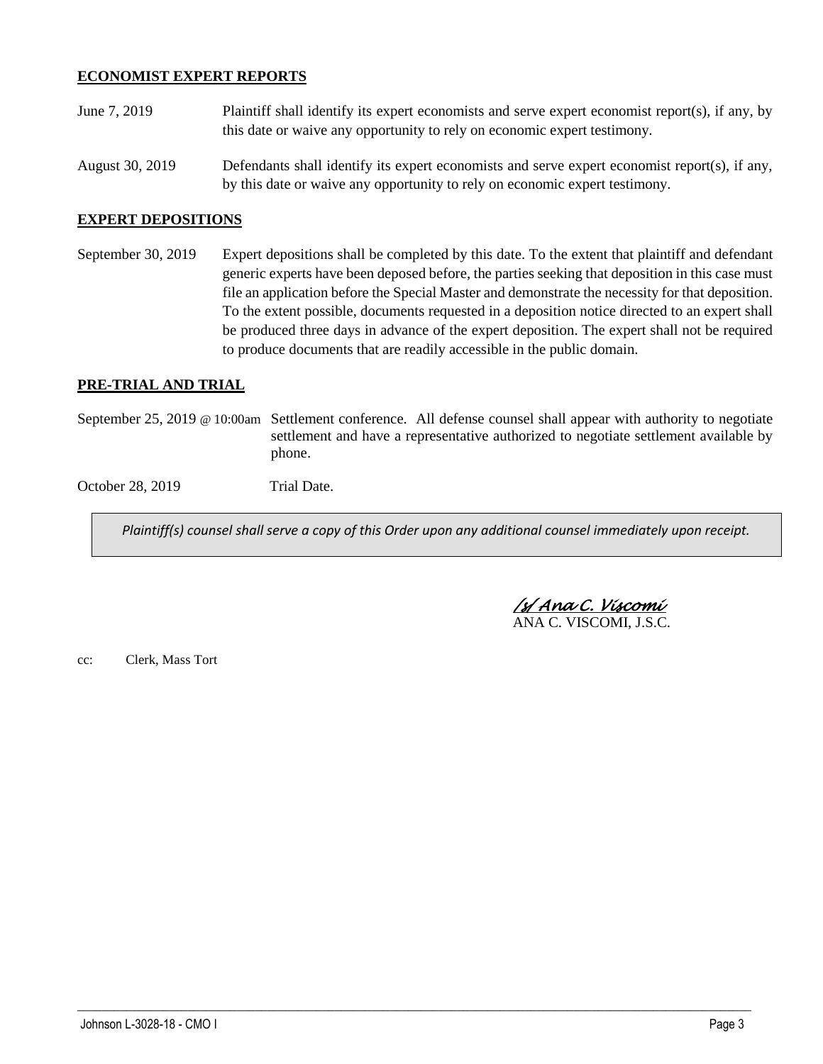## ECONOMIST EXPERT REPORTS

| | |
|---|---|
| June 7, 2019 | Plaintiff shall identify its expert economists and serve expert economist report(s), if any, by this date or waive any opportunity to rely on economic expert testimony. |
| August 30, 2019 | Defendants shall identify its expert economists and serve expert economist report(s), if any, by this date or waive any opportunity to rely on economic expert testimony. |

## EXPERT DEPOSITIONS

| | |
|---|---|
| September 30, 2019 | Expert depositions shall be completed by this date. To the extent that plaintiff and defendant generic experts have been deposed before, the parties seeking that deposition in this case must file an application before the Special Master and demonstrate the necessity for that deposition. To the extent possible, documents requested in a deposition notice directed to an expert shall be produced three days in advance of the expert deposition. The expert shall not be required to produce documents that are readily accessible in the public domain. |

## PRE-TRIAL AND TRIAL

| | |
|---|---|
| September 25, 2019 @ 10:00am | Settlement conference. All defense counsel shall appear with authority to negotiate settlement and have a representative authorized to negotiate settlement available by phone. |
| October 28, 2019 | Trial Date. |

*Plaintiff(s) counsel shall serve a copy of this Order upon any additional counsel immediately upon receipt.*

*/s/ Ana C. Viscomi*
ANA C. VISCOMI, J.S.C.

cc: Clerk, Mass Tort